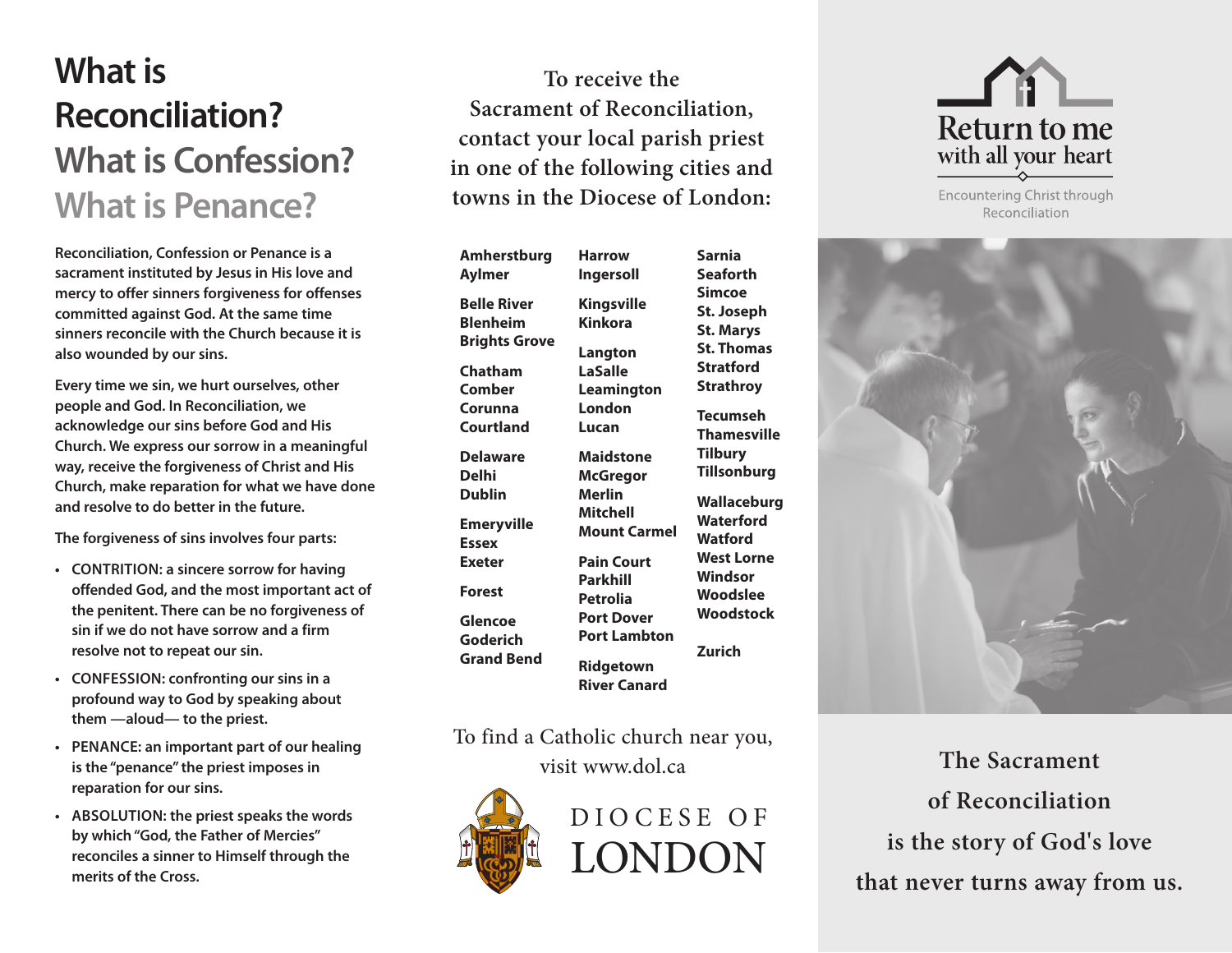# What is Reconciliation?
# What is Confession?
# What is Penance?

**Reconciliation, Confession or Penance is a sacrament instituted by Jesus in His love and mercy to offer sinners forgiveness for offenses committed against God. At the same time sinners reconcile with the Church because it is also wounded by our sins.**

**Every time we sin, we hurt ourselves, other people and God. In Reconciliation, we acknowledge our sins before God and His Church. We express our sorrow in a meaningful way, receive the forgiveness of Christ and His Church, make reparation for what we have done and resolve to do better in the future.**

**The forgiveness of sins involves four parts:**

- **CONTRITION: a sincere sorrow for having offended God, and the most important act of the penitent. There can be no forgiveness of sin if we do not have sorrow and a firm resolve not to repeat our sin.**
- **CONFESSION: confronting our sins in a profound way to God by speaking about them —aloud— to the priest.**
- **PENANCE: an important part of our healing is the "penance" the priest imposes in reparation for our sins.**
- **ABSOLUTION: the priest speaks the words by which "God, the Father of Mercies" reconciles a sinner to Himself through the merits of the Cross.**

## To receive the Sacrament of Reconciliation, contact your local parish priest in one of the following cities and towns in the Diocese of London:

**Amherstburg**
**Aylmer**

**Belle River**
**Blenheim**
**Brights Grove**

**Chatham**
**Comber**
**Corunna**
**Courtland**

**Delaware**
**Delhi**
**Dublin**

**Emeryville**
**Essex**
**Exeter**

**Forest**

**Glencoe**
**Goderich**
**Grand Bend**

**Harrow**
**Ingersoll**

**Kingsville**
**Kinkora**

**Langton**
**LaSalle**
**Leamington**
**London**
**Lucan**

**Maidstone**
**McGregor**
**Merlin**
**Mitchell**
**Mount Carmel**

**Pain Court**
**Parkhill**
**Petrolia**
**Port Dover**
**Port Lambton**

**Ridgetown**
**River Canard**

**Sarnia**
**Seaforth**
**Simcoe**
**St. Joseph**
**St. Marys**
**St. Thomas**
**Stratford**
**Strathroy**

**Tecumseh**
**Thamesville**
**Tilbury**
**Tillsonburg**

**Wallaceburg**
**Waterford**
**Watford**
**West Lorne**
**Windsor**
**Woodslee**
**Woodstock**

**Zurich**

To find a Catholic church near you, visit www.dol.ca

DIOCESE OF LONDON

# Return to me with all your heart

Encountering Christ through Reconciliation

## The Sacrament of Reconciliation is the story of God's love that never turns away from us.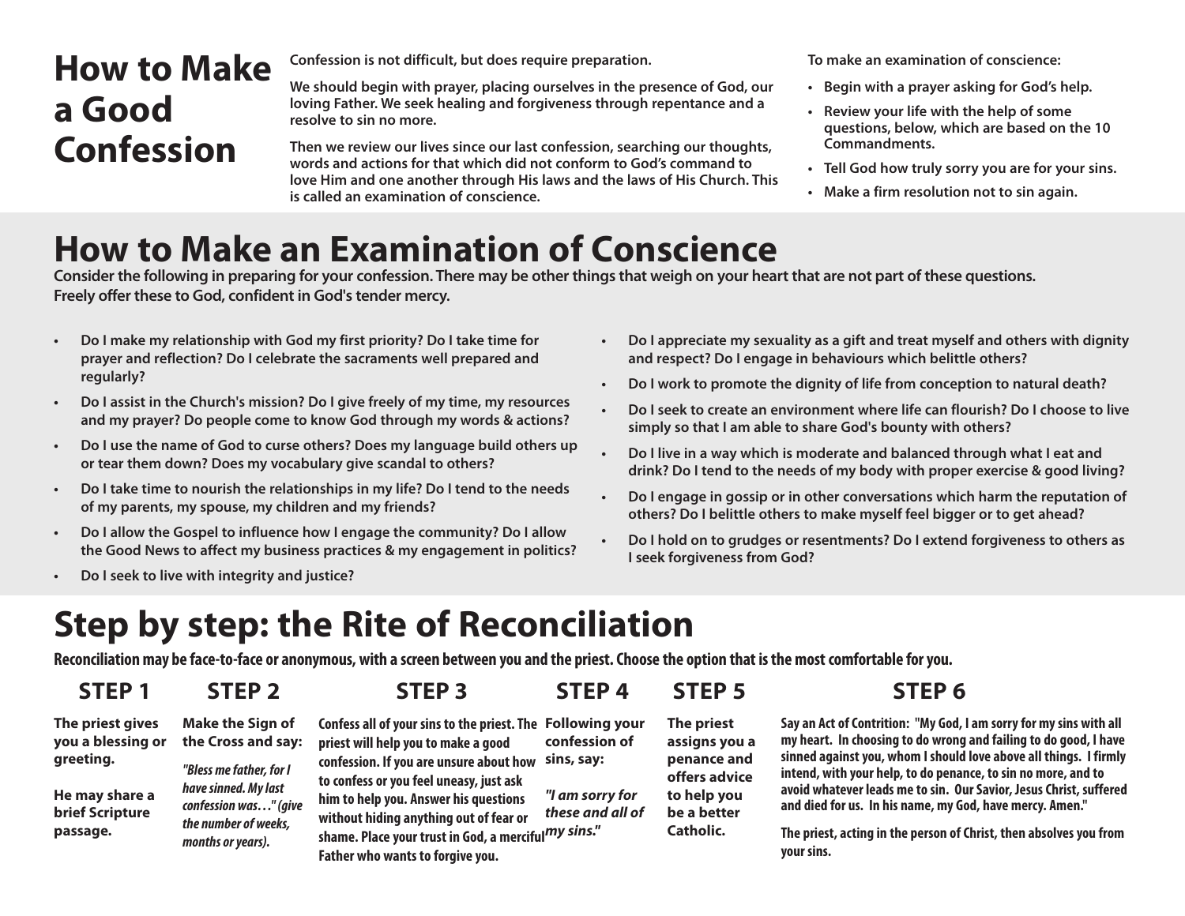# How to Make a Good Confession

**Confession is not difficult, but does require preparation.**

**We should begin with prayer, placing ourselves in the presence of God, our loving Father. We seek healing and forgiveness through repentance and a resolve to sin no more.**

**Then we review our lives since our last confession, searching our thoughts, words and actions for that which did not conform to God's command to love Him and one another through His laws and the laws of His Church. This is called an examination of conscience.**

**To make an examination of conscience:**

- **Begin with a prayer asking for God's help.**
- **Review your life with the help of some questions, below, which are based on the 10 Commandments.**
- **Tell God how truly sorry you are for your sins.**
- **Make a firm resolution not to sin again.**

# How to Make an Examination of Conscience

**Consider the following in preparing for your confession. There may be other things that weigh on your heart that are not part of these questions. Freely offer these to God, confident in God's tender mercy.**

- **Do I make my relationship with God my first priority? Do I take time for prayer and reflection? Do I celebrate the sacraments well prepared and regularly?**
- **Do I assist in the Church's mission? Do I give freely of my time, my resources and my prayer? Do people come to know God through my words & actions?**
- **Do I use the name of God to curse others? Does my language build others up or tear them down? Does my vocabulary give scandal to others?**
- **Do I take time to nourish the relationships in my life? Do I tend to the needs of my parents, my spouse, my children and my friends?**
- **Do I allow the Gospel to influence how I engage the community? Do I allow the Good News to affect my business practices & my engagement in politics?**
- **Do I seek to live with integrity and justice?**
- **Do I appreciate my sexuality as a gift and treat myself and others with dignity and respect? Do I engage in behaviours which belittle others?**
- **Do I work to promote the dignity of life from conception to natural death?**
- **Do I seek to create an environment where life can flourish? Do I choose to live simply so that I am able to share God's bounty with others?**
- **Do I live in a way which is moderate and balanced through what I eat and drink? Do I tend to the needs of my body with proper exercise & good living?**
- **Do I engage in gossip or in other conversations which harm the reputation of others? Do I belittle others to make myself feel bigger or to get ahead?**
- **Do I hold on to grudges or resentments? Do I extend forgiveness to others as I seek forgiveness from God?**

# Step by step: the Rite of Reconciliation

**Reconciliation may be face-to-face or anonymous, with a screen between you and the priest. Choose the option that is the most comfortable for you.**

## STEP 1

**The priest gives you a blessing or greeting.**

**He may share a brief Scripture passage.**

## STEP 2

**Make the Sign of the Cross and say:**

***"Bless me father, for I have sinned. My last confession was…" (give the number of weeks, months or years).***

## STEP 3

**Confess all of your sins to the priest. The priest will help you to make a good confession. If you are unsure about how to confess or you feel uneasy, just ask him to help you. Answer his questions without hiding anything out of fear or shame. Place your trust in God, a merciful Father who wants to forgive you.**

## STEP 4

**Following your confession of sins, say:**

***"I am sorry for these and all of my sins."***

## STEP 5

**The priest assigns you a penance and offers advice to help you be a better Catholic.**

## STEP 6

**Say an Act of Contrition: "My God, I am sorry for my sins with all my heart. In choosing to do wrong and failing to do good, I have sinned against you, whom I should love above all things. I firmly intend, with your help, to do penance, to sin no more, and to avoid whatever leads me to sin. Our Savior, Jesus Christ, suffered and died for us. In his name, my God, have mercy. Amen."**

**The priest, acting in the person of Christ, then absolves you from your sins.**